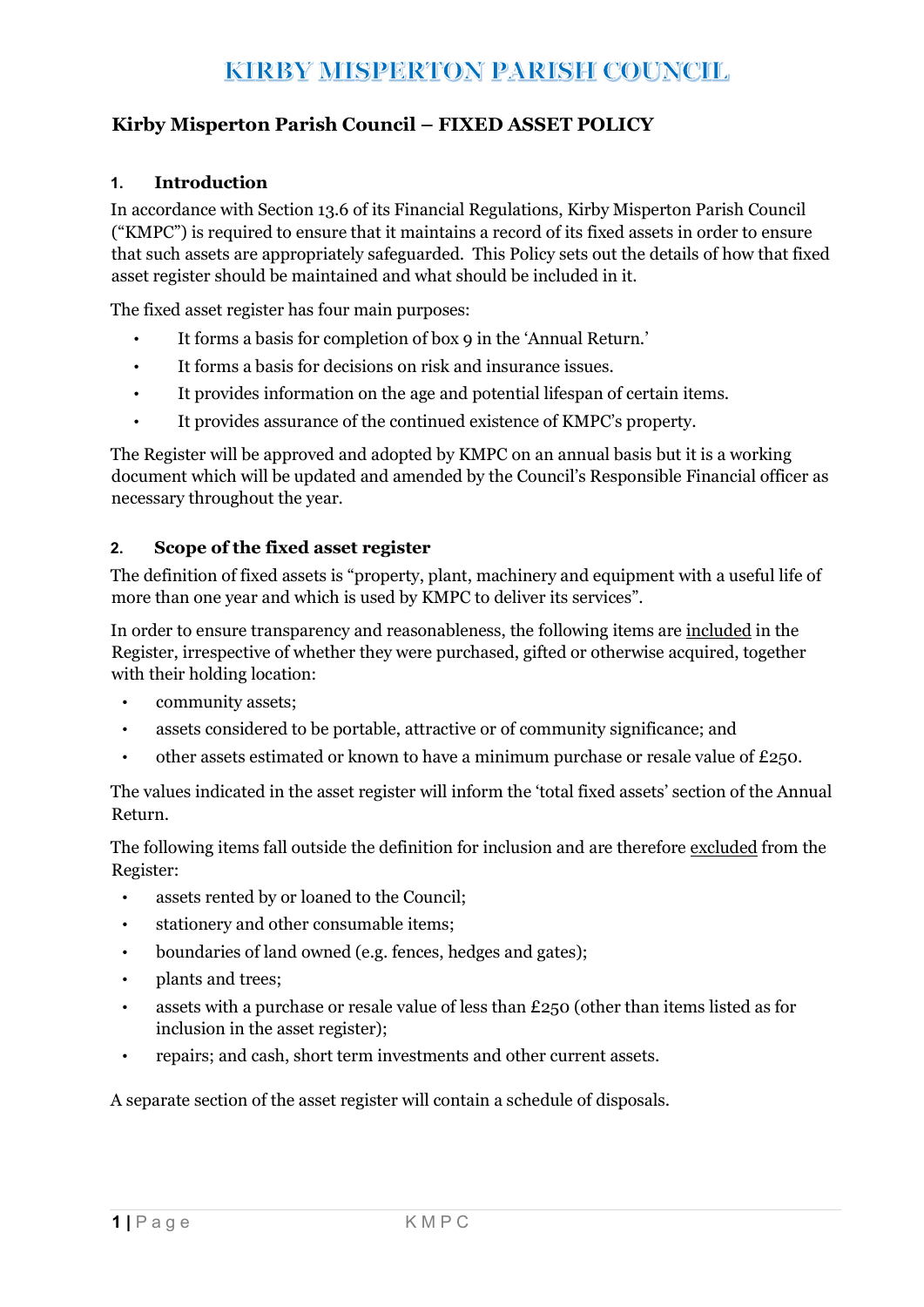# KIRBY MISPERTON PARISH COUNCIL

## Kirby Misperton Parish Council – FIXED ASSET POLICY

### 1. Introduction

In accordance with Section 13.6 of its Financial Regulations, Kirby Misperton Parish Council ("KMPC") is required to ensure that it maintains a record of its fixed assets in order to ensure that such assets are appropriately safeguarded. This Policy sets out the details of how that fixed asset register should be maintained and what should be included in it.

The fixed asset register has four main purposes:

- It forms a basis for completion of box 9 in the 'Annual Return.'
- It forms a basis for decisions on risk and insurance issues.
- It provides information on the age and potential lifespan of certain items.
- It provides assurance of the continued existence of KMPC's property.

The Register will be approved and adopted by KMPC on an annual basis but it is a working document which will be updated and amended by the Council's Responsible Financial officer as necessary throughout the year.

### 2. Scope of the fixed asset register

The definition of fixed assets is "property, plant, machinery and equipment with a useful life of more than one year and which is used by KMPC to deliver its services".

In order to ensure transparency and reasonableness, the following items are <u>included</u> in the Register, irrespective of whether they were purchased, gifted or otherwise acquired, together with their holding location:

- community assets;
- assets considered to be portable, attractive or of community significance; and
- other assets estimated or known to have a minimum purchase or resale value of £250.

The values indicated in the asset register will inform the 'total fixed assets' section of the Annual Return.

The following items fall outside the definition for inclusion and are therefore <u>excluded</u> from the Register:

- assets rented by or loaned to the Council;
- stationery and other consumable items;
- boundaries of land owned (e.g. fences, hedges and gates);
- plants and trees;
- assets with a purchase or resale value of less than £250 (other than items listed as for inclusion in the asset register);
- repairs; and cash, short term investments and other current assets.

A separate section of the asset register will contain a schedule of disposals.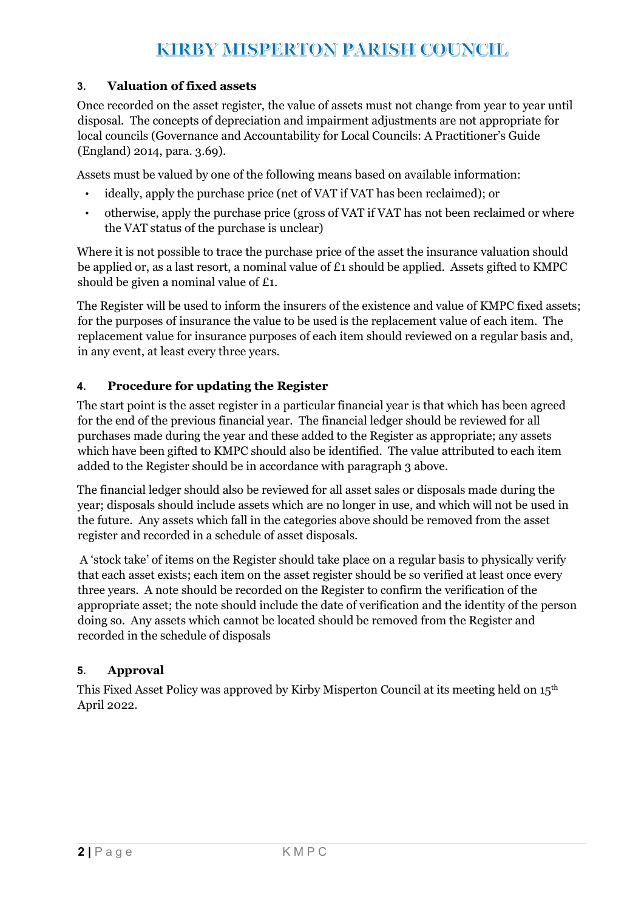### 3. Valuation of fixed assets

Once recorded on the asset register, the value of assets must not change from year to year until disposal. The concepts of depreciation and impairment adjustments are not appropriate for local councils (Governance and Accountability for Local Councils: A Practitioner's Guide (England) 2014, para. 3.69).

Assets must be valued by one of the following means based on available information:

- ideally, apply the purchase price (net of VAT if VAT has been reclaimed); or
- otherwise, apply the purchase price (gross of VAT if VAT has not been reclaimed or where the VAT status of the purchase is unclear)

Where it is not possible to trace the purchase price of the asset the insurance valuation should be applied or, as a last resort, a nominal value of £1 should be applied. Assets gifted to KMPC should be given a nominal value of £1.

The Register will be used to inform the insurers of the existence and value of KMPC fixed assets; for the purposes of insurance the value to be used is the replacement value of each item. The replacement value for insurance purposes of each item should reviewed on a regular basis and, in any event, at least every three years.

### 4. Procedure for updating the Register

The start point is the asset register in a particular financial year is that which has been agreed for the end of the previous financial year. The financial ledger should be reviewed for all purchases made during the year and these added to the Register as appropriate; any assets which have been gifted to KMPC should also be identified. The value attributed to each item added to the Register should be in accordance with paragraph 3 above.

The financial ledger should also be reviewed for all asset sales or disposals made during the year; disposals should include assets which are no longer in use, and which will not be used in the future. Any assets which fall in the categories above should be removed from the asset register and recorded in a schedule of asset disposals.

A 'stock take' of items on the Register should take place on a regular basis to physically verify that each asset exists; each item on the asset register should be so verified at least once every three years. A note should be recorded on the Register to confirm the verification of the appropriate asset; the note should include the date of verification and the identity of the person doing so. Any assets which cannot be located should be removed from the Register and recorded in the schedule of disposals

### 5. Approval

This Fixed Asset Policy was approved by Kirby Misperton Council at its meeting held on 15th April 2022.